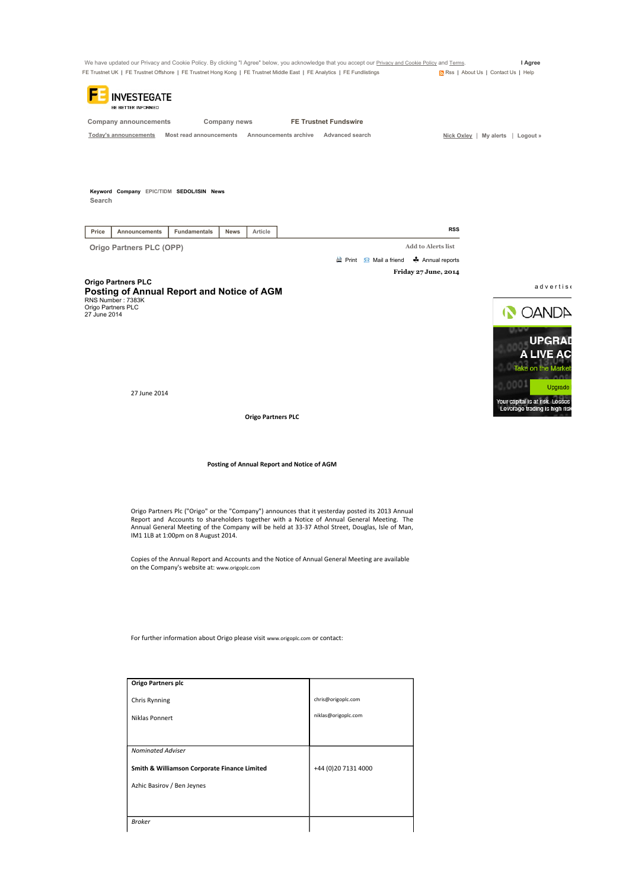We have updated our Privacy and Cookie Policy. By clicking "I Agree" below, you acknowledge that you accept our Privacy and Cookie Policy and Terms. **I Agree**

FE Trustnet UK | FE Trustnet Offshore | FE Trustnet Hong Kong | FE Trustnet Middle East | FE Analytics | FE Fundlistings | Rss | About Us | Contact Us | Help

FE INVESTEGATE
BE BETTER INFORMED

Company announcements | Company news | FE Trustnet Fundswire

Today's announcements | Most read announcements | Announcements archive | Advanced search | Nick Oxley | My alerts | Logout »

Keyword Company EPIC/TIDM SEDOL/ISIN News
Search

Price | Announcements | Fundamentals | News | Article | RSS

Origo Partners PLC (OPP) | Add to Alerts list

Print | Mail a friend | Annual reports

**Friday 27 June, 2014**

**Origo Partners PLC**

## Posting of Annual Report and Notice of AGM

RNS Number : 7383K
Origo Partners PLC
27 June 2014

27 June 2014

**Origo Partners PLC**

**Posting of Annual Report and Notice of AGM**

Origo Partners Plc ("Origo" or the "Company") announces that it yesterday posted its 2013 Annual Report and Accounts to shareholders together with a Notice of Annual General Meeting. The Annual General Meeting of the Company will be held at 33-37 Athol Street, Douglas, Isle of Man, IM1 1LB at 1:00pm on 8 August 2014.

Copies of the Annual Report and Accounts and the Notice of Annual General Meeting are available on the Company's website at: www.origoplc.com

For further information about Origo please visit www.origoplc.com or contact:

| **Origo Partners plc** | |
|---|---|
| Chris Rynning | chris@origoplc.com |
| Niklas Ponnert | niklas@origoplc.com |
| *Nominated Adviser* | |
| **Smith & Williamson Corporate Finance Limited** | +44 (0)20 7131 4000 |
| Azhic Basirov / Ben Jeynes | |
| *Broker* | |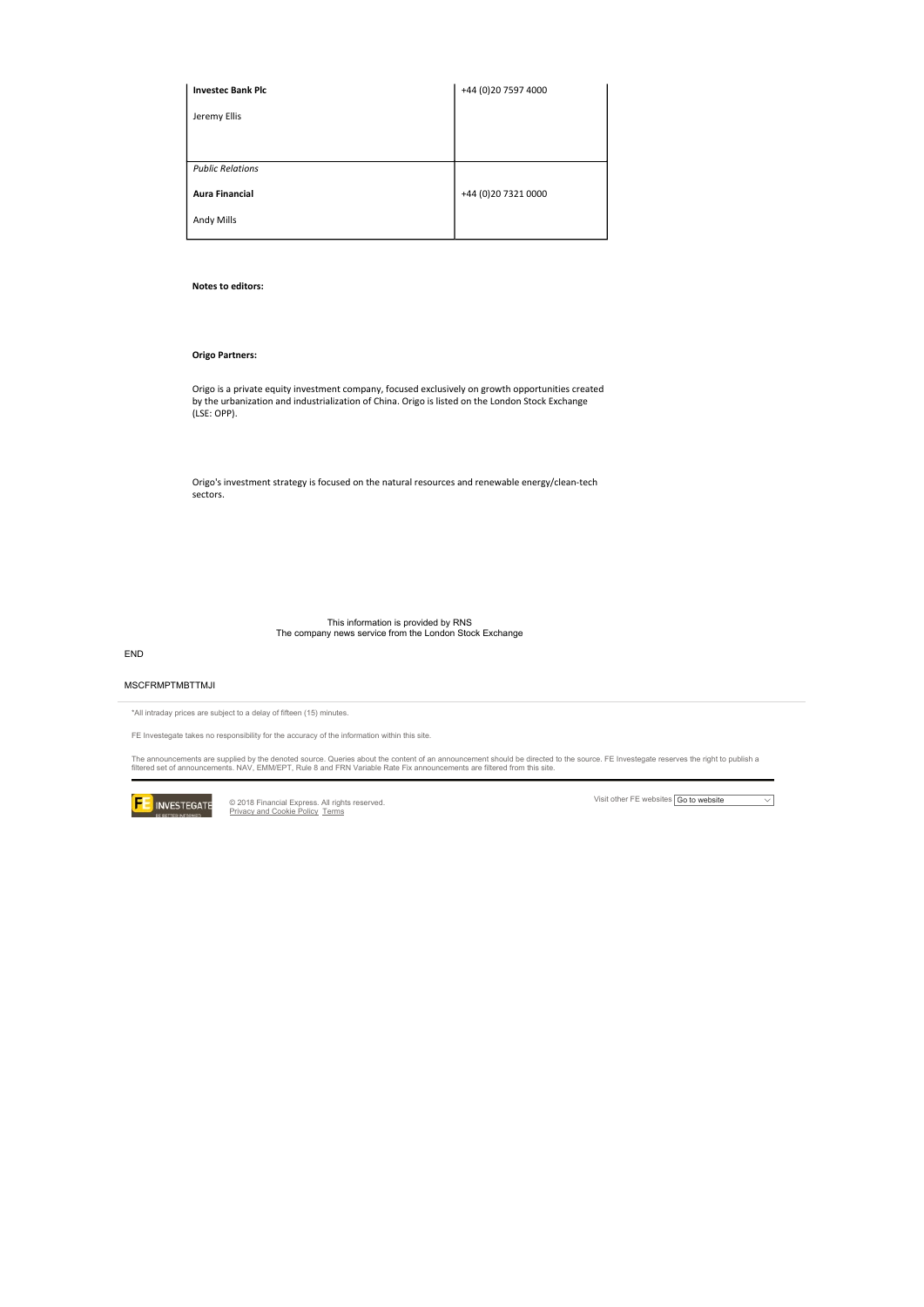| | |
|---|---|
| **Investec Bank Plc** | +44 (0)20 7597 4000 |
| Jeremy Ellis | |
| *Public Relations* | |
| **Aura Financial** | +44 (0)20 7321 0000 |
| Andy Mills | |

**Notes to editors:**

**Origo Partners:**

Origo is a private equity investment company, focused exclusively on growth opportunities created by the urbanization and industrialization of China. Origo is listed on the London Stock Exchange (LSE: OPP).

Origo's investment strategy is focused on the natural resources and renewable energy/clean-tech sectors.

This information is provided by RNS
The company news service from the London Stock Exchange

END

MSCFRMPTMBTTMJI

*All intraday prices are subject to a delay of fifteen (15) minutes.

FE Investegate takes no responsibility for the accuracy of the information within this site.

The announcements are supplied by the denoted source. Queries about the content of an announcement should be directed to the source. FE Investegate reserves the right to publish a filtered set of announcements. NAV, EMM/EPT, Rule 8 and FRN Variable Rate Fix announcements are filtered from this site.

© 2018 Financial Express. All rights reserved.
Privacy and Cookie Policy Terms

Visit other FE websites Go to website